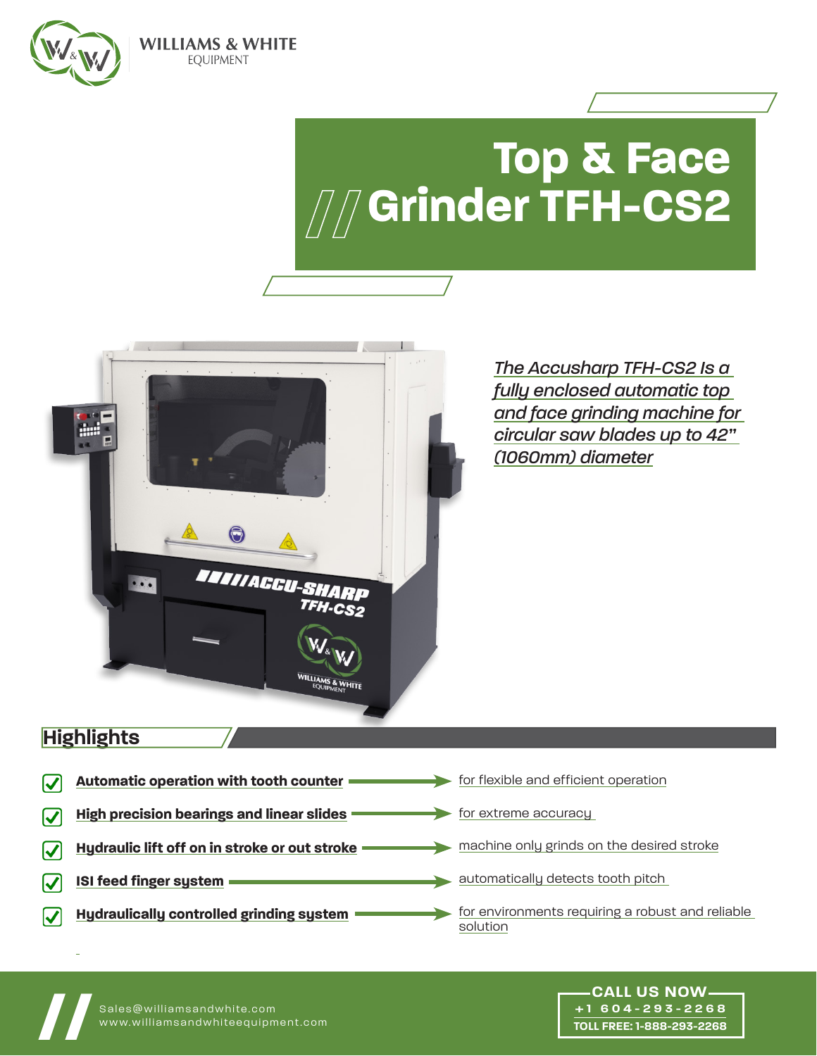WILLIAMS & WHITE
EQUIPMENT

# Top & Face Grinder TFH-CS2

*The Accusharp TFH-CS2 Is a fully enclosed automatic top and face grinding machine for circular saw blades up to 42" (1060mm) diameter*

## Highlights

- **Automatic operation with tooth counter** → for flexible and efficient operation
- **High precision bearings and linear slides** → for extreme accuracy
- **Hydraulic lift off on in stroke or out stroke** → machine only grinds on the desired stroke
- **ISI feed finger system** → automatically detects tooth pitch
- **Hydraulically controlled grinding system** → for environments requiring a robust and reliable solution

Sales@williamsandwhite.com
www.williamsandwhiteequipment.com

CALL US NOW
+1 604-293-2268
TOLL FREE: 1-888-293-2268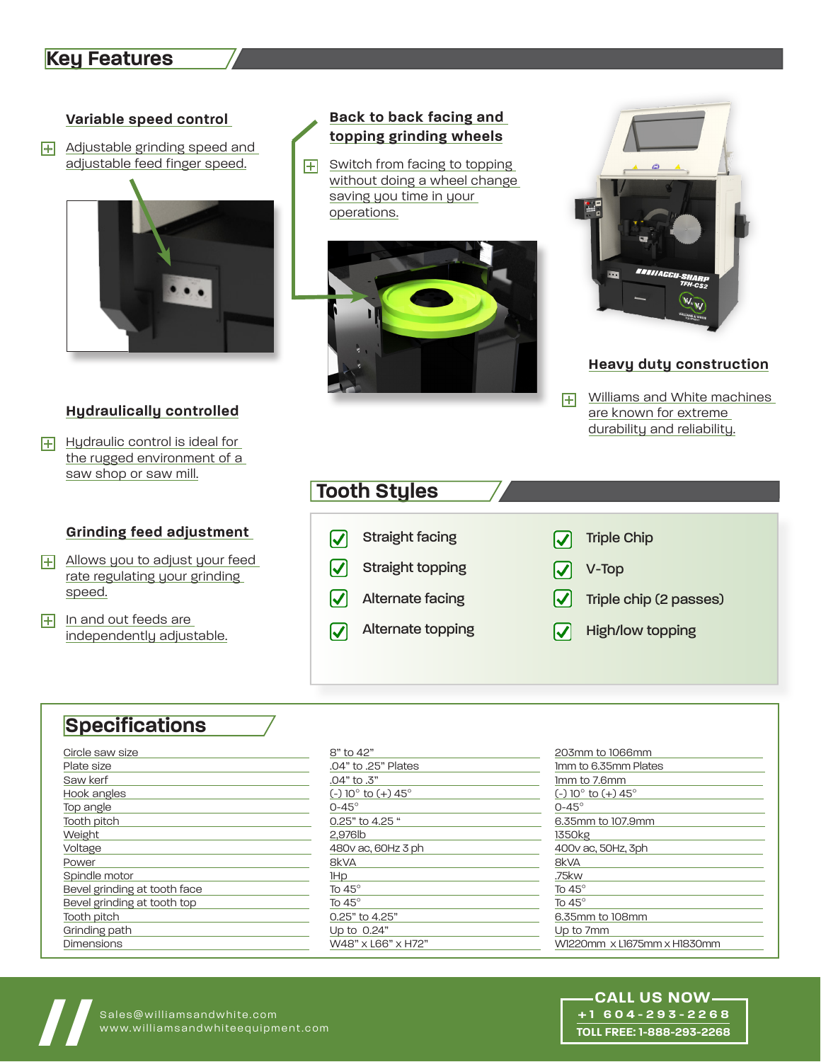## Key Features

### Variable speed control

- Adjustable grinding speed and adjustable feed finger speed.

### Back to back facing and topping grinding wheels

- Switch from facing to topping without doing a wheel change saving you time in your operations.

### Heavy duty construction

- Williams and White machines are known for extreme durability and reliability.

### Hydraulically controlled

- Hydraulic control is ideal for the rugged environment of a saw shop or saw mill.

### Grinding feed adjustment

- Allows you to adjust your feed rate regulating your grinding speed.
- In and out feeds are independently adjustable.

## Tooth Styles

- Straight facing
- Straight topping
- Alternate facing
- Alternate topping
- Triple Chip
- V-Top
- Triple chip (2 passes)
- High/low topping

## Specifications

| | | |
|---|---|---|
| Circle saw size | 8" to 42" | 203mm to 1066mm |
| Plate size | .04" to .25" Plates | 1mm to 6.35mm Plates |
| Saw kerf | .04" to .3" | 1mm to 7.6mm |
| Hook angles | (-) 10° to (+) 45° | (-) 10° to (+) 45° |
| Top angle | 0-45° | 0-45° |
| Tooth pitch | 0.25" to 4.25 " | 6.35mm to 107.9mm |
| Weight | 2,976lb | 1350kg |
| Voltage | 480v ac, 60Hz 3 ph | 400v ac, 50Hz, 3ph |
| Power | 8kVA | 8kVA |
| Spindle motor | 1Hp | .75kw |
| Bevel grinding at tooth face | To 45° | To 45° |
| Bevel grinding at tooth top | To 45° | To 45° |
| Tooth pitch | 0.25" to 4.25" | 6.35mm to 108mm |
| Grinding path | Up to 0.24" | Up to 7mm |
| Dimensions | W48" x L66" x H72" | W1220mm x L1675mm x H1830mm |

Sales@williamsandwhite.com
www.williamsandwhiteequipment.com

**CALL US NOW**
+1 604-293-2268
TOLL FREE: 1-888-293-2268